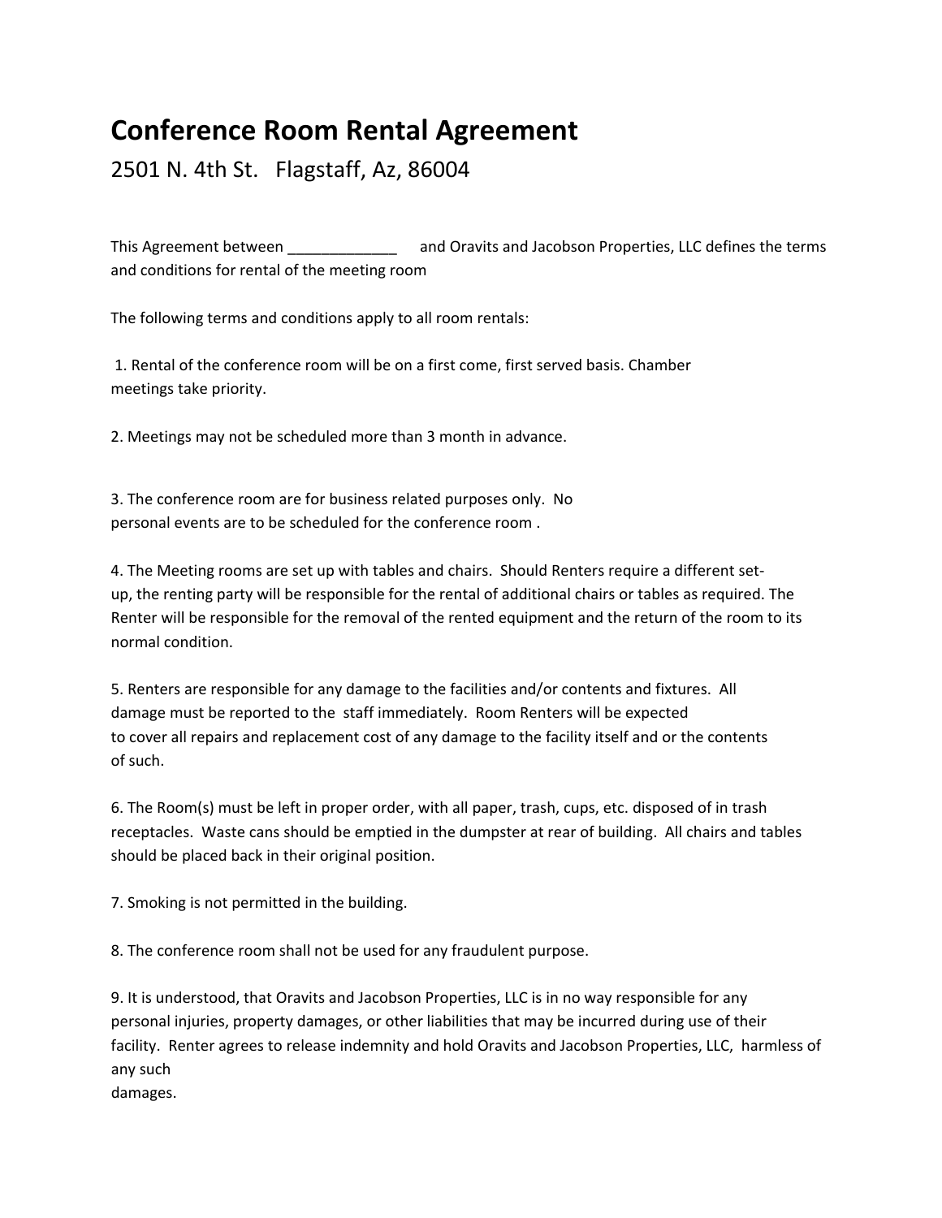# Conference Room Rental Agreement

2501 N. 4th St. Flagstaff, Az, 86004

This Agreement between _____________ and Oravits and Jacobson Properties, LLC defines the terms and conditions for rental of the meeting room

The following terms and conditions apply to all room rentals:

1. Rental of the conference room will be on a first come, first served basis. Chamber meetings take priority.

2. Meetings may not be scheduled more than 3 month in advance.

3. The conference room are for business related purposes only. No personal events are to be scheduled for the conference room .

4. The Meeting rooms are set up with tables and chairs. Should Renters require a different set-up, the renting party will be responsible for the rental of additional chairs or tables as required. The Renter will be responsible for the removal of the rented equipment and the return of the room to its normal condition.

5. Renters are responsible for any damage to the facilities and/or contents and fixtures. All damage must be reported to the staff immediately. Room Renters will be expected to cover all repairs and replacement cost of any damage to the facility itself and or the contents of such.

6. The Room(s) must be left in proper order, with all paper, trash, cups, etc. disposed of in trash receptacles. Waste cans should be emptied in the dumpster at rear of building. All chairs and tables should be placed back in their original position.

7. Smoking is not permitted in the building.

8. The conference room shall not be used for any fraudulent purpose.

9. It is understood, that Oravits and Jacobson Properties, LLC is in no way responsible for any personal injuries, property damages, or other liabilities that may be incurred during use of their facility. Renter agrees to release indemnity and hold Oravits and Jacobson Properties, LLC, harmless of any such damages.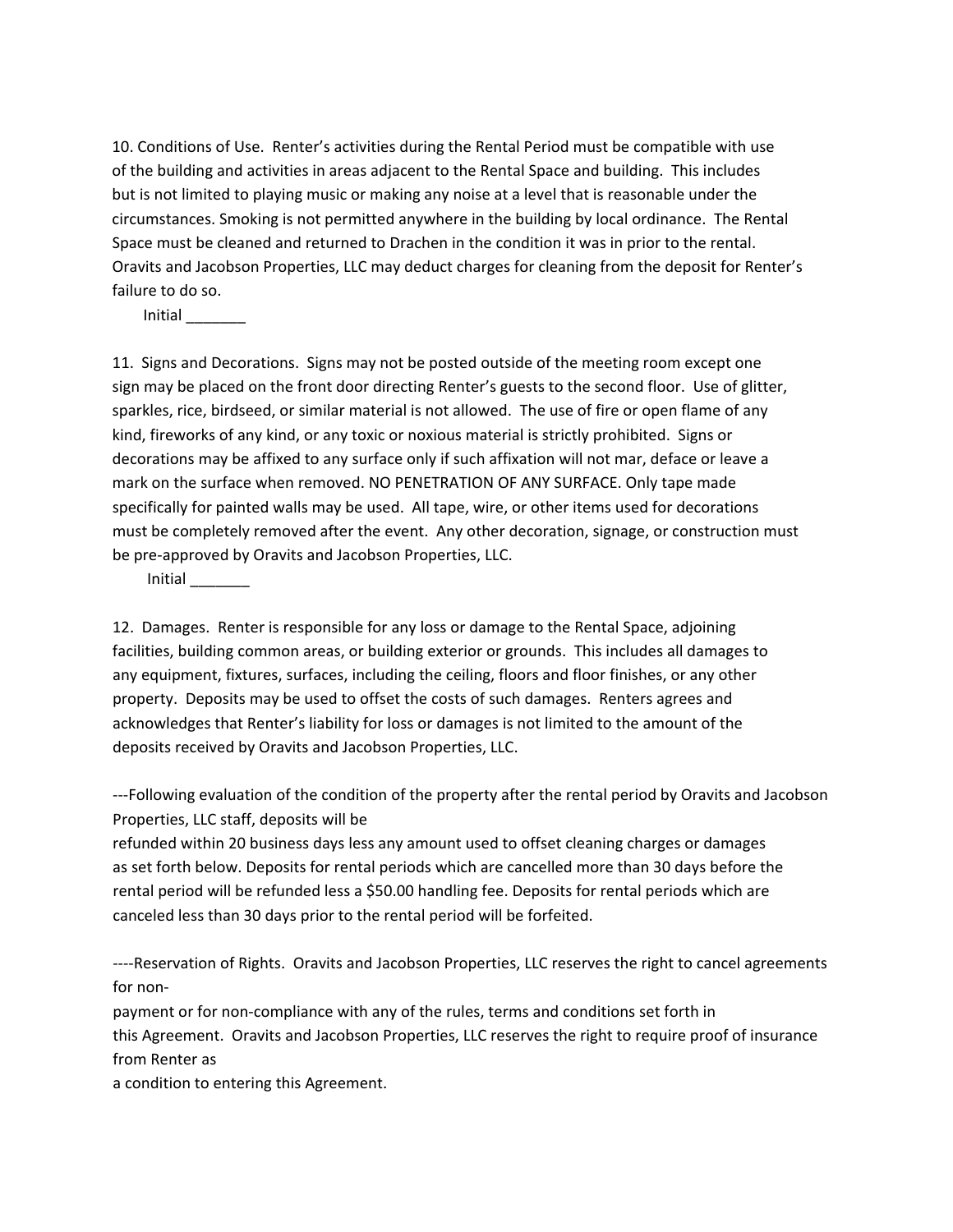10. Conditions of Use. Renter's activities during the Rental Period must be compatible with use of the building and activities in areas adjacent to the Rental Space and building. This includes but is not limited to playing music or making any noise at a level that is reasonable under the circumstances. Smoking is not permitted anywhere in the building by local ordinance. The Rental Space must be cleaned and returned to Drachen in the condition it was in prior to the rental. Oravits and Jacobson Properties, LLC may deduct charges for cleaning from the deposit for Renter's failure to do so.

Initial _______

11. Signs and Decorations. Signs may not be posted outside of the meeting room except one sign may be placed on the front door directing Renter's guests to the second floor. Use of glitter, sparkles, rice, birdseed, or similar material is not allowed. The use of fire or open flame of any kind, fireworks of any kind, or any toxic or noxious material is strictly prohibited. Signs or decorations may be affixed to any surface only if such affixation will not mar, deface or leave a mark on the surface when removed. NO PENETRATION OF ANY SURFACE. Only tape made specifically for painted walls may be used. All tape, wire, or other items used for decorations must be completely removed after the event. Any other decoration, signage, or construction must be pre-approved by Oravits and Jacobson Properties, LLC.

Initial _______

12. Damages. Renter is responsible for any loss or damage to the Rental Space, adjoining facilities, building common areas, or building exterior or grounds. This includes all damages to any equipment, fixtures, surfaces, including the ceiling, floors and floor finishes, or any other property. Deposits may be used to offset the costs of such damages. Renters agrees and acknowledges that Renter's liability for loss or damages is not limited to the amount of the deposits received by Oravits and Jacobson Properties, LLC.

---Following evaluation of the condition of the property after the rental period by Oravits and Jacobson Properties, LLC staff, deposits will be refunded within 20 business days less any amount used to offset cleaning charges or damages as set forth below. Deposits for rental periods which are cancelled more than 30 days before the rental period will be refunded less a $50.00 handling fee. Deposits for rental periods which are canceled less than 30 days prior to the rental period will be forfeited.

----Reservation of Rights. Oravits and Jacobson Properties, LLC reserves the right to cancel agreements for non-payment or for non-compliance with any of the rules, terms and conditions set forth in this Agreement. Oravits and Jacobson Properties, LLC reserves the right to require proof of insurance from Renter as a condition to entering this Agreement.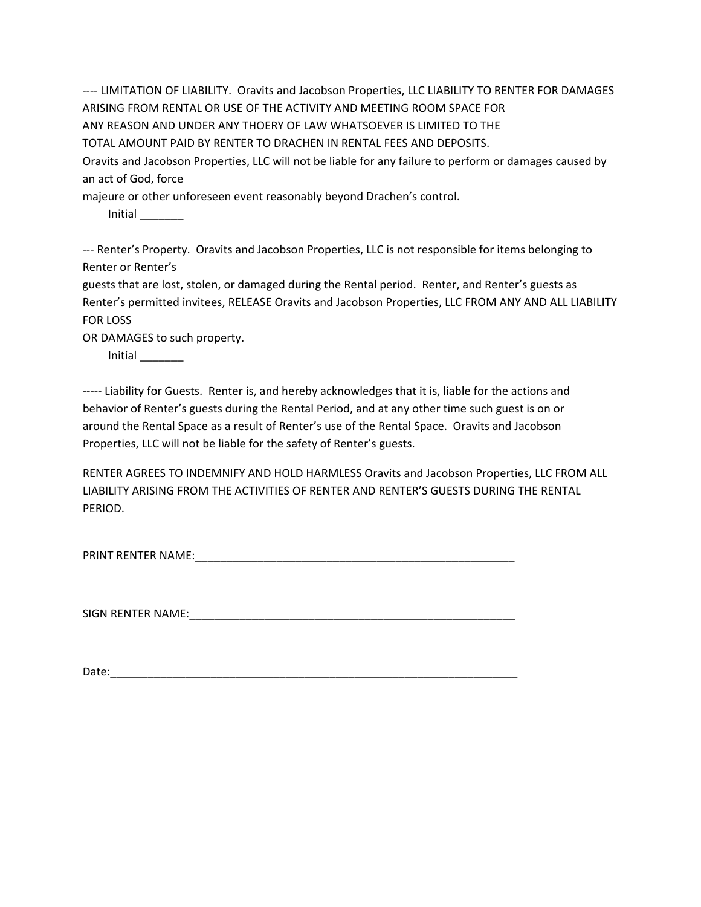---- LIMITATION OF LIABILITY. Oravits and Jacobson Properties, LLC LIABILITY TO RENTER FOR DAMAGES ARISING FROM RENTAL OR USE OF THE ACTIVITY AND MEETING ROOM SPACE FOR ANY REASON AND UNDER ANY THOERY OF LAW WHATSOEVER IS LIMITED TO THE TOTAL AMOUNT PAID BY RENTER TO DRACHEN IN RENTAL FEES AND DEPOSITS. Oravits and Jacobson Properties, LLC will not be liable for any failure to perform or damages caused by an act of God, force majeure or other unforeseen event reasonably beyond Drachen's control.

Initial _______

--- Renter's Property. Oravits and Jacobson Properties, LLC is not responsible for items belonging to Renter or Renter's guests that are lost, stolen, or damaged during the Rental period. Renter, and Renter's guests as Renter's permitted invitees, RELEASE Oravits and Jacobson Properties, LLC FROM ANY AND ALL LIABILITY FOR LOSS OR DAMAGES to such property.

Initial _______

----- Liability for Guests. Renter is, and hereby acknowledges that it is, liable for the actions and behavior of Renter's guests during the Rental Period, and at any other time such guest is on or around the Rental Space as a result of Renter's use of the Rental Space. Oravits and Jacobson Properties, LLC will not be liable for the safety of Renter's guests.

RENTER AGREES TO INDEMNIFY AND HOLD HARMLESS Oravits and Jacobson Properties, LLC FROM ALL LIABILITY ARISING FROM THE ACTIVITIES OF RENTER AND RENTER'S GUESTS DURING THE RENTAL PERIOD.

PRINT RENTER NAME:_______________________________________________________

SIGN RENTER NAME:_______________________________________________________

Date:______________________________________________________________________